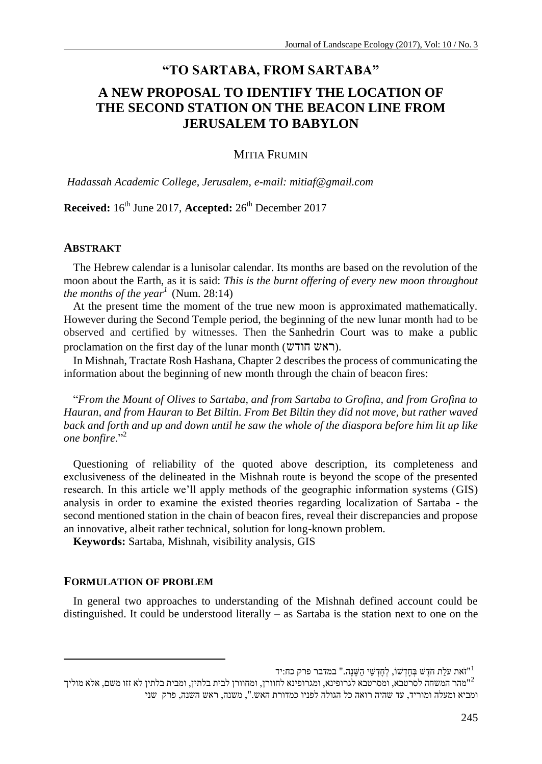# "TO SARTABA, FROM SARTABA"

## A NEW PROPOSAL TO IDENTIFY THE LOCATION OF THE SECOND STATION ON THE BEACON LINE FROM JERUSALEM TO BABYLON

MITIA FRUMIN

*Hadassah Academic College, Jerusalem, e-mail: mitiaf@gmail.com*

**Received:** 16th June 2017, **Accepted:** 26th December 2017

### ABSTRAKT

The Hebrew calendar is a lunisolar calendar. Its months are based on the revolution of the moon about the Earth, as it is said: *This is the burnt offering of every new moon throughout the months of the year*[1] (Num. 28:14)

At the present time the moment of the true new moon is approximated mathematically. However during the Second Temple period, the beginning of the new lunar month had to be observed and certified by witnesses. Then the Sanhedrin Court was to make a public proclamation on the first day of the lunar month (ראש חודש).

In Mishnah, Tractate Rosh Hashana, Chapter 2 describes the process of communicating the information about the beginning of new month through the chain of beacon fires:

"*From the Mount of Olives to Sartaba, and from Sartaba to Grofina, and from Grofina to Hauran, and from Hauran to Bet Biltin. From Bet Biltin they did not move, but rather waved back and forth and up and down until he saw the whole of the diaspora before him lit up like one bonfire*."[2]

Questioning of reliability of the quoted above description, its completeness and exclusiveness of the delineated in the Mishnah route is beyond the scope of the presented research. In this article we'll apply methods of the geographic information systems (GIS) analysis in order to examine the existed theories regarding localization of Sartaba - the second mentioned station in the chain of beacon fires, reveal their discrepancies and propose an innovative, albeit rather technical, solution for long-known problem.

**Keywords:** Sartaba, Mishnah, visibility analysis, GIS

### FORMULATION OF PROBLEM

In general two approaches to understanding of the Mishnah defined account could be distinguished. It could be understood literally – as Sartaba is the station next to one on the

---

[1] "זֹאת עֹלַת חֹדֶשׁ בְּחָדְשׁוֹ, לְחָדְשֵׁי הַשָּׁנָה." במדבר פרק כח:יד

[2] "מהר המשחה לסרטבא, ומסרטבא לגרופינא, ומגרופינא לחוורן, ומחוורן לבית בלתין, ומבית בלתין לא זזו משם, אלא מוליך ומביא ומעלה ומוריד, עד שהיה רואה כל הגולה לפניו כמדורת האש.", משנה, ראש השנה, פרק שני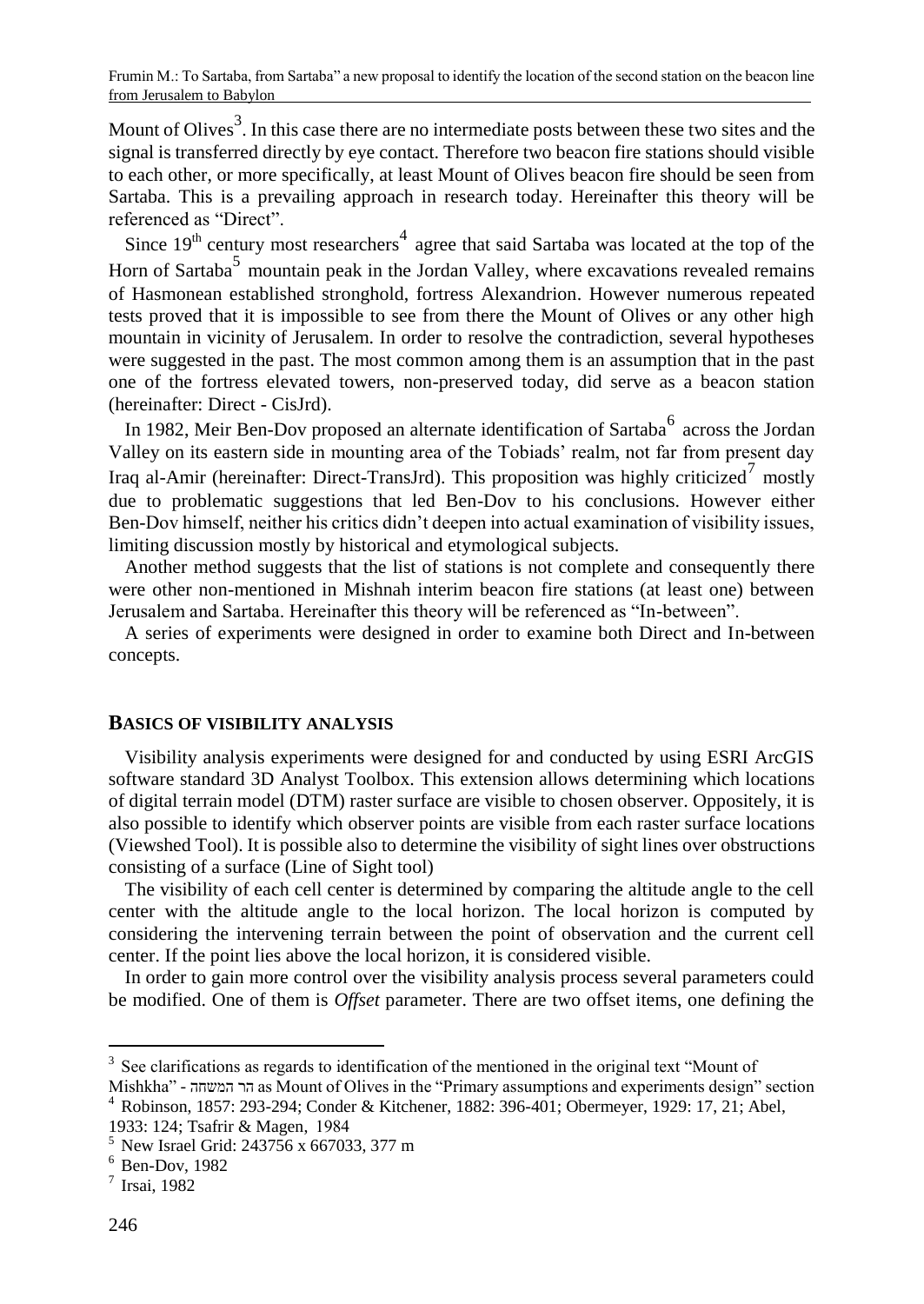Mount of Olives[3]. In this case there are no intermediate posts between these two sites and the signal is transferred directly by eye contact. Therefore two beacon fire stations should visible to each other, or more specifically, at least Mount of Olives beacon fire should be seen from Sartaba. This is a prevailing approach in research today. Hereinafter this theory will be referenced as "Direct".

Since 19th century most researchers[4] agree that said Sartaba was located at the top of the Horn of Sartaba[5] mountain peak in the Jordan Valley, where excavations revealed remains of Hasmonean established stronghold, fortress Alexandrion. However numerous repeated tests proved that it is impossible to see from there the Mount of Olives or any other high mountain in vicinity of Jerusalem. In order to resolve the contradiction, several hypotheses were suggested in the past. The most common among them is an assumption that in the past one of the fortress elevated towers, non-preserved today, did serve as a beacon station (hereinafter: Direct - CisJrd).

In 1982, Meir Ben-Dov proposed an alternate identification of Sartaba[6] across the Jordan Valley on its eastern side in mounting area of the Tobiads' realm, not far from present day Iraq al-Amir (hereinafter: Direct-TransJrd). This proposition was highly criticized[7] mostly due to problematic suggestions that led Ben-Dov to his conclusions. However either Ben-Dov himself, neither his critics didn't deepen into actual examination of visibility issues, limiting discussion mostly by historical and etymological subjects.

Another method suggests that the list of stations is not complete and consequently there were other non-mentioned in Mishnah interim beacon fire stations (at least one) between Jerusalem and Sartaba. Hereinafter this theory will be referenced as "In-between".

A series of experiments were designed in order to examine both Direct and In-between concepts.

## BASICS OF VISIBILITY ANALYSIS

Visibility analysis experiments were designed for and conducted by using ESRI ArcGIS software standard 3D Analyst Toolbox. This extension allows determining which locations of digital terrain model (DTM) raster surface are visible to chosen observer. Oppositely, it is also possible to identify which observer points are visible from each raster surface locations (Viewshed Tool). It is possible also to determine the visibility of sight lines over obstructions consisting of a surface (Line of Sight tool)

The visibility of each cell center is determined by comparing the altitude angle to the cell center with the altitude angle to the local horizon. The local horizon is computed by considering the intervening terrain between the point of observation and the current cell center. If the point lies above the local horizon, it is considered visible.

In order to gain more control over the visibility analysis process several parameters could be modified. One of them is *Offset* parameter. There are two offset items, one defining the

---

[3] See clarifications as regards to identification of the mentioned in the original text "Mount of Mishkha" - הר המשחה as Mount of Olives in the "Primary assumptions and experiments design" section

[4] Robinson, 1857: 293-294; Conder & Kitchener, 1882: 396-401; Obermeyer, 1929: 17, 21; Abel, 1933: 124; Tsafrir & Magen, 1984

[5] New Israel Grid: 243756 x 667033, 377 m

[6] Ben-Dov, 1982

[7] Irsai, 1982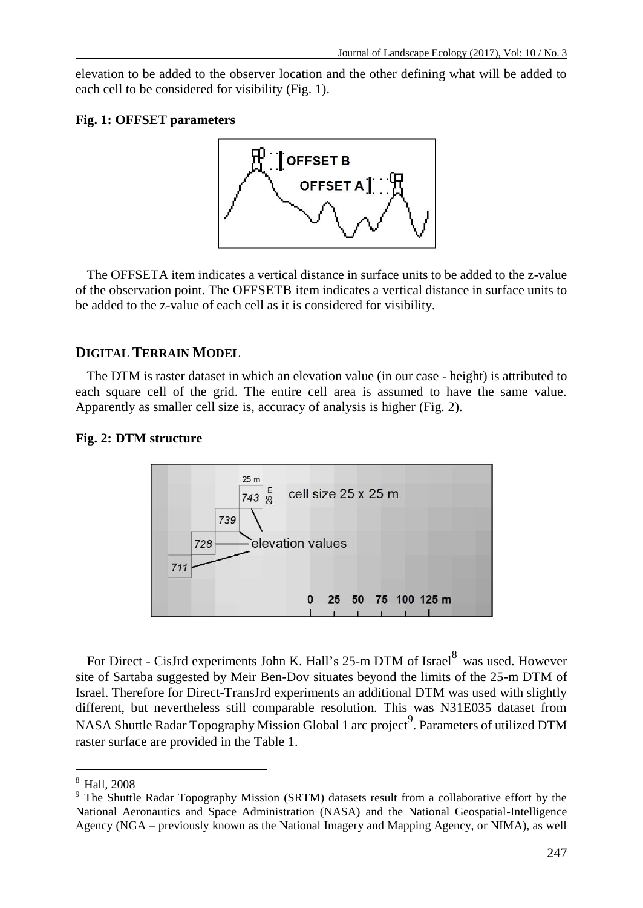elevation to be added to the observer location and the other defining what will be added to each cell to be considered for visibility (Fig. 1).

**Fig. 1: OFFSET parameters**

The OFFSETA item indicates a vertical distance in surface units to be added to the z-value of the observation point. The OFFSETB item indicates a vertical distance in surface units to be added to the z-value of each cell as it is considered for visibility.

## DIGITAL TERRAIN MODEL

The DTM is raster dataset in which an elevation value (in our case - height) is attributed to each square cell of the grid. The entire cell area is assumed to have the same value. Apparently as smaller cell size is, accuracy of analysis is higher (Fig. 2).

**Fig. 2: DTM structure**

For Direct - CisJrd experiments John K. Hall's 25-m DTM of Israel[8] was used. However site of Sartaba suggested by Meir Ben-Dov situates beyond the limits of the 25-m DTM of Israel. Therefore for Direct-TransJrd experiments an additional DTM was used with slightly different, but nevertheless still comparable resolution. This was N31E035 dataset from NASA Shuttle Radar Topography Mission Global 1 arc project[9]. Parameters of utilized DTM raster surface are provided in the Table 1.

---

[8] Hall, 2008

[9] The Shuttle Radar Topography Mission (SRTM) datasets result from a collaborative effort by the National Aeronautics and Space Administration (NASA) and the National Geospatial-Intelligence Agency (NGA – previously known as the National Imagery and Mapping Agency, or NIMA), as well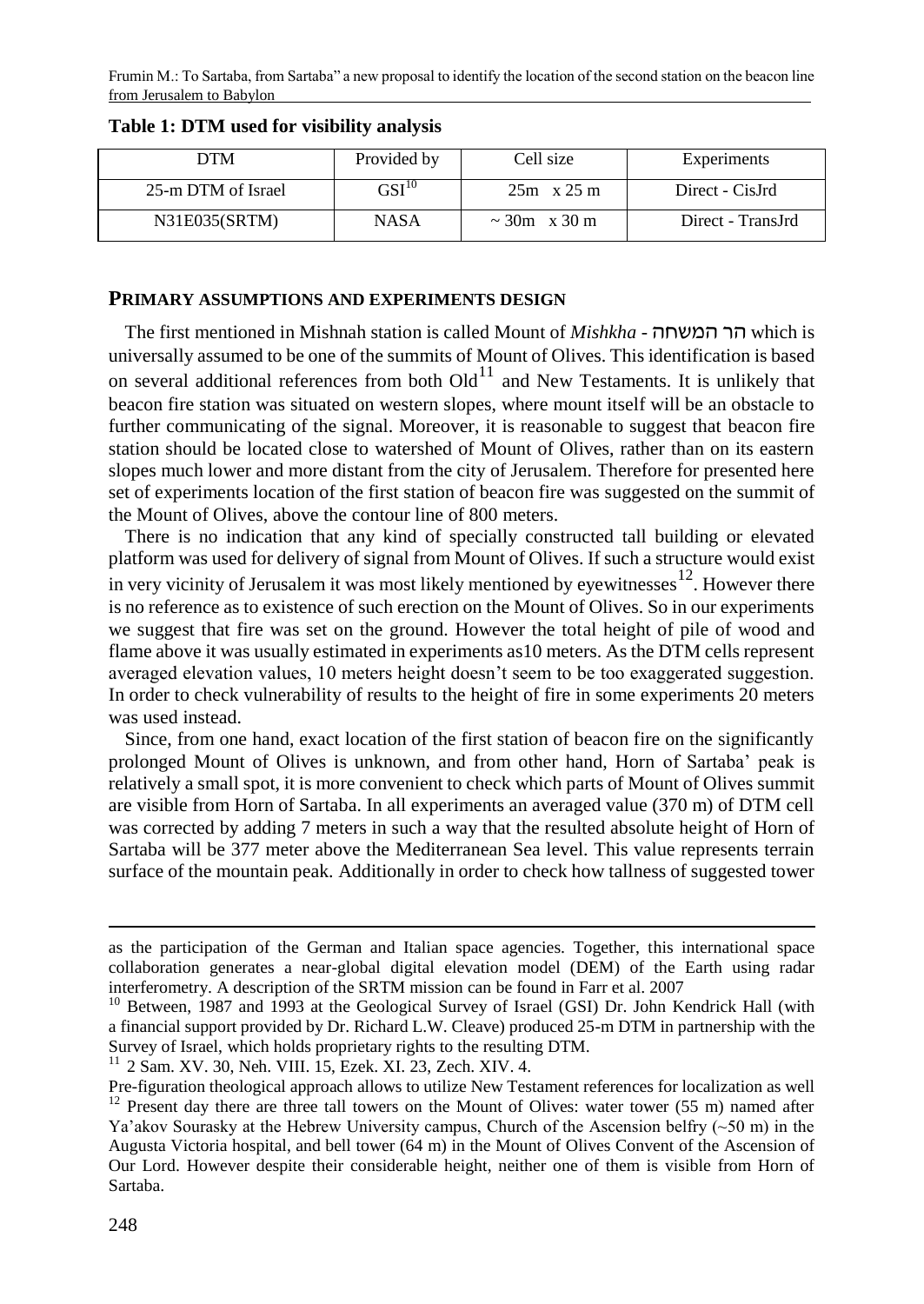**Table 1: DTM used for visibility analysis**

| DTM | Provided by | Cell size | Experiments |
|---|---|---|---|
| 25-m DTM of Israel | GSI[10] | 25m x 25 m | Direct - CisJrd |
| N31E035(SRTM) | NASA | ~ 30m x 30 m | Direct - TransJrd |

## PRIMARY ASSUMPTIONS AND EXPERIMENTS DESIGN

The first mentioned in Mishnah station is called Mount of *Mishkha* - הר המשחה which is universally assumed to be one of the summits of Mount of Olives. This identification is based on several additional references from both Old[11] and New Testaments. It is unlikely that beacon fire station was situated on western slopes, where mount itself will be an obstacle to further communicating of the signal. Moreover, it is reasonable to suggest that beacon fire station should be located close to watershed of Mount of Olives, rather than on its eastern slopes much lower and more distant from the city of Jerusalem. Therefore for presented here set of experiments location of the first station of beacon fire was suggested on the summit of the Mount of Olives, above the contour line of 800 meters.

There is no indication that any kind of specially constructed tall building or elevated platform was used for delivery of signal from Mount of Olives. If such a structure would exist in very vicinity of Jerusalem it was most likely mentioned by eyewitnesses[12]. However there is no reference as to existence of such erection on the Mount of Olives. So in our experiments we suggest that fire was set on the ground. However the total height of pile of wood and flame above it was usually estimated in experiments as10 meters. As the DTM cells represent averaged elevation values, 10 meters height doesn't seem to be too exaggerated suggestion. In order to check vulnerability of results to the height of fire in some experiments 20 meters was used instead.

Since, from one hand, exact location of the first station of beacon fire on the significantly prolonged Mount of Olives is unknown, and from other hand, Horn of Sartaba' peak is relatively a small spot, it is more convenient to check which parts of Mount of Olives summit are visible from Horn of Sartaba. In all experiments an averaged value (370 m) of DTM cell was corrected by adding 7 meters in such a way that the resulted absolute height of Horn of Sartaba will be 377 meter above the Mediterranean Sea level. This value represents terrain surface of the mountain peak. Additionally in order to check how tallness of suggested tower

---

as the participation of the German and Italian space agencies. Together, this international space collaboration generates a near-global digital elevation model (DEM) of the Earth using radar interferometry. A description of the SRTM mission can be found in Farr et al. 2007

[10] Between, 1987 and 1993 at the Geological Survey of Israel (GSI) Dr. John Kendrick Hall (with a financial support provided by Dr. Richard L.W. Cleave) produced 25-m DTM in partnership with the Survey of Israel, which holds proprietary rights to the resulting DTM.

[11] 2 Sam. XV. 30, Neh. VIII. 15, Ezek. XI. 23, Zech. XIV. 4.

Pre-figuration theological approach allows to utilize New Testament references for localization as well

[12] Present day there are three tall towers on the Mount of Olives: water tower (55 m) named after Ya'akov Sourasky at the Hebrew University campus, Church of the Ascension belfry (~50 m) in the Augusta Victoria hospital, and bell tower (64 m) in the Mount of Olives Convent of the Ascension of Our Lord. However despite their considerable height, neither one of them is visible from Horn of Sartaba.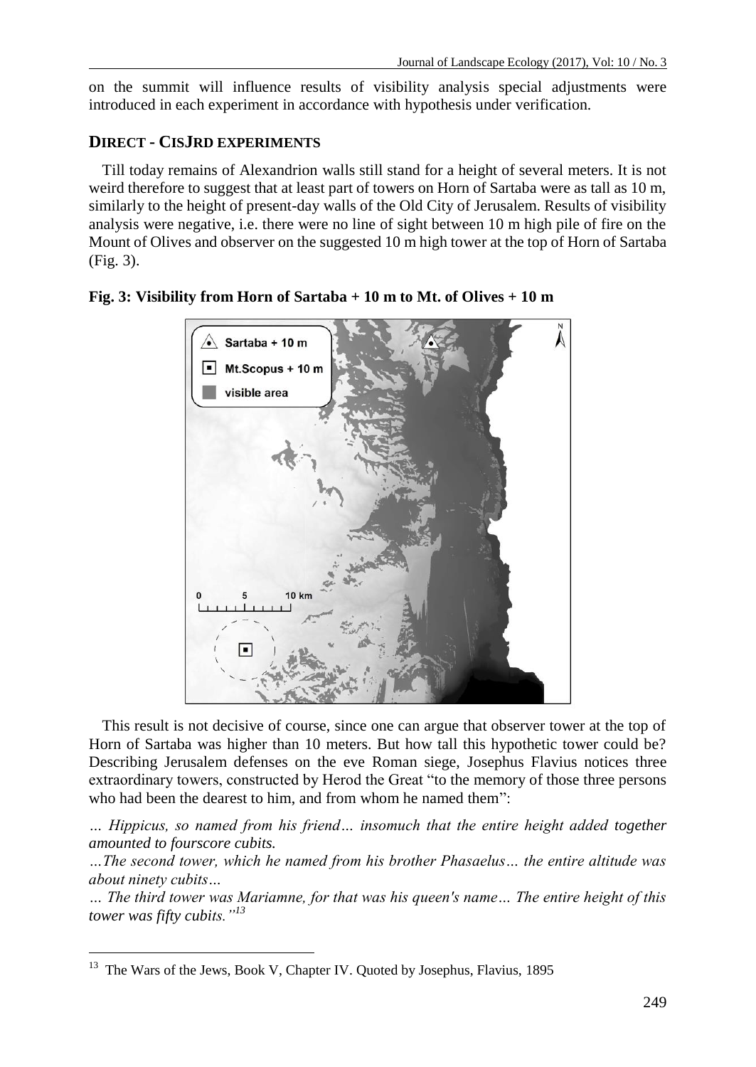on the summit will influence results of visibility analysis special adjustments were introduced in each experiment in accordance with hypothesis under verification.

## DIRECT - CISJRD EXPERIMENTS

Till today remains of Alexandrion walls still stand for a height of several meters. It is not weird therefore to suggest that at least part of towers on Horn of Sartaba were as tall as 10 m, similarly to the height of present-day walls of the Old City of Jerusalem. Results of visibility analysis were negative, i.e. there were no line of sight between 10 m high pile of fire on the Mount of Olives and observer on the suggested 10 m high tower at the top of Horn of Sartaba (Fig. 3).

**Fig. 3: Visibility from Horn of Sartaba + 10 m to Mt. of Olives + 10 m**

This result is not decisive of course, since one can argue that observer tower at the top of Horn of Sartaba was higher than 10 meters. But how tall this hypothetic tower could be? Describing Jerusalem defenses on the eve Roman siege, Josephus Flavius notices three extraordinary towers, constructed by Herod the Great "to the memory of those three persons who had been the dearest to him, and from whom he named them":

*… Hippicus, so named from his friend… insomuch that the entire height added together amounted to fourscore cubits.*

*…The second tower, which he named from his brother Phasaelus… the entire altitude was about ninety cubits…*

*… The third tower was Mariamne, for that was his queen's name… The entire height of this tower was fifty cubits."*[13]

---

[13] The Wars of the Jews, Book V, Chapter IV. Quoted by Josephus, Flavius, 1895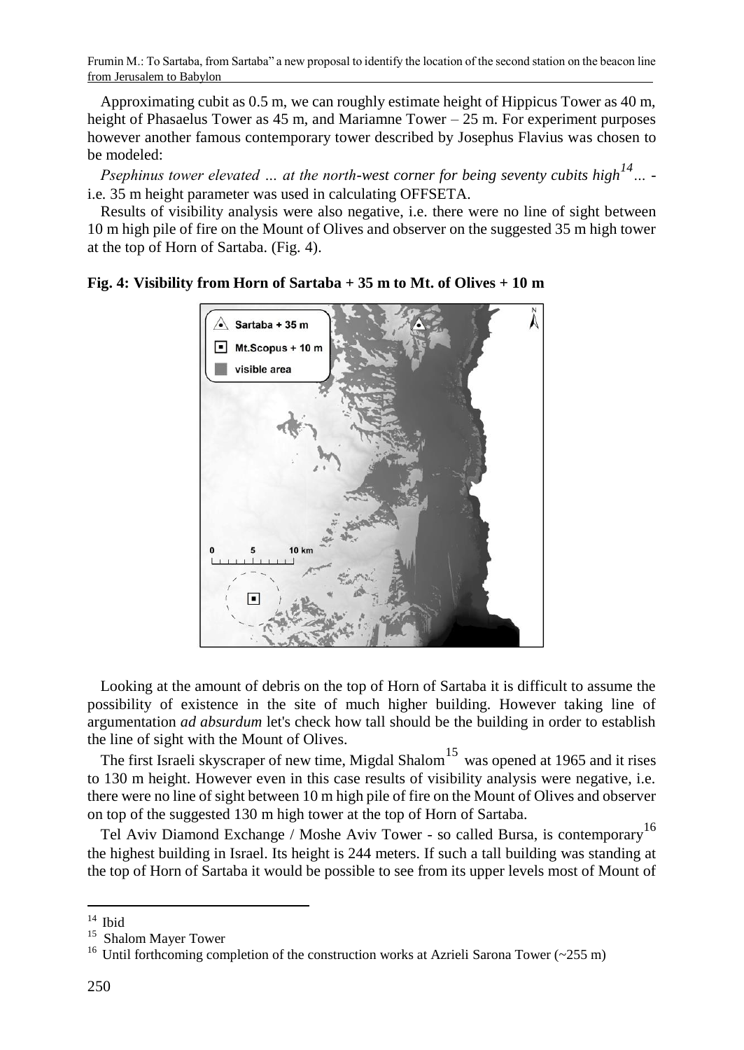Approximating cubit as 0.5 m, we can roughly estimate height of Hippicus Tower as 40 m, height of Phasaelus Tower as 45 m, and Mariamne Tower – 25 m. For experiment purposes however another famous contemporary tower described by Josephus Flavius was chosen to be modeled:

*Psephinus tower elevated … at the north-west corner for being seventy cubits high*[14]*…* - i.e. 35 m height parameter was used in calculating OFFSETA.

Results of visibility analysis were also negative, i.e. there were no line of sight between 10 m high pile of fire on the Mount of Olives and observer on the suggested 35 m high tower at the top of Horn of Sartaba. (Fig. 4).

**Fig. 4: Visibility from Horn of Sartaba + 35 m to Mt. of Olives + 10 m**

Looking at the amount of debris on the top of Horn of Sartaba it is difficult to assume the possibility of existence in the site of much higher building. However taking line of argumentation *ad absurdum* let's check how tall should be the building in order to establish the line of sight with the Mount of Olives.

The first Israeli skyscraper of new time, Migdal Shalom[15] was opened at 1965 and it rises to 130 m height. However even in this case results of visibility analysis were negative, i.e. there were no line of sight between 10 m high pile of fire on the Mount of Olives and observer on top of the suggested 130 m high tower at the top of Horn of Sartaba.

Tel Aviv Diamond Exchange / Moshe Aviv Tower - so called Bursa, is contemporary[16] the highest building in Israel. Its height is 244 meters. If such a tall building was standing at the top of Horn of Sartaba it would be possible to see from its upper levels most of Mount of

---

[14] Ibid

[15] Shalom Mayer Tower

[16] Until forthcoming completion of the construction works at Azrieli Sarona Tower (~255 m)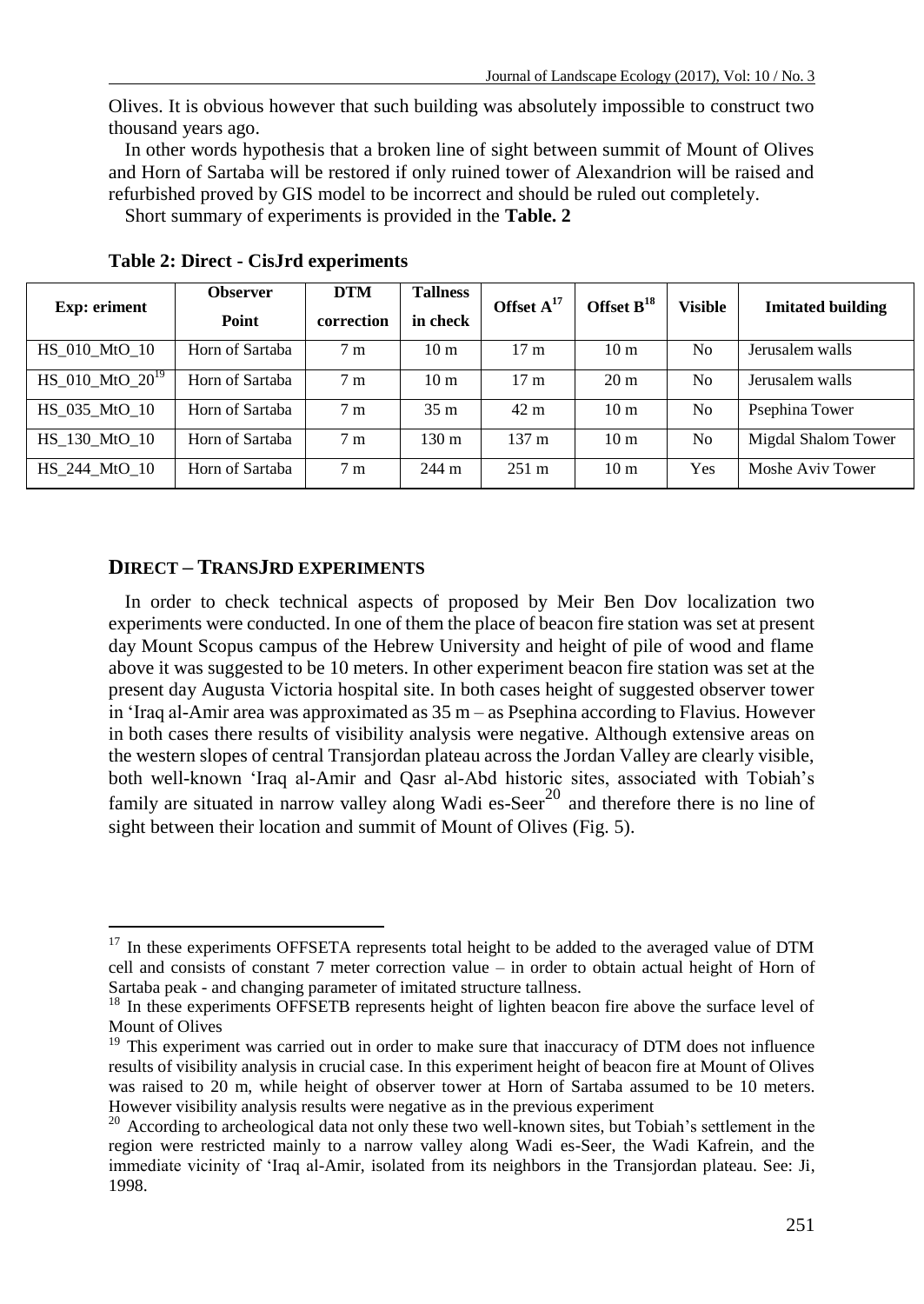Olives. It is obvious however that such building was absolutely impossible to construct two thousand years ago.

In other words hypothesis that a broken line of sight between summit of Mount of Olives and Horn of Sartaba will be restored if only ruined tower of Alexandrion will be raised and refurbished proved by GIS model to be incorrect and should be ruled out completely.

Short summary of experiments is provided in the **Table. 2**

**Table 2: Direct - CisJrd experiments**

| Exp: eriment | Observer Point | DTM correction | Tallness in check | Offset A[17] | Offset B[18] | Visible | Imitated building |
|---|---|---|---|---|---|---|---|
| HS_010_MtO_10 | Horn of Sartaba | 7 m | 10 m | 17 m | 10 m | No | Jerusalem walls |
| HS_010_MtO_20[19] | Horn of Sartaba | 7 m | 10 m | 17 m | 20 m | No | Jerusalem walls |
| HS_035_MtO_10 | Horn of Sartaba | 7 m | 35 m | 42 m | 10 m | No | Psephina Tower |
| HS_130_MtO_10 | Horn of Sartaba | 7 m | 130 m | 137 m | 10 m | No | Migdal Shalom Tower |
| HS_244_MtO_10 | Horn of Sartaba | 7 m | 244 m | 251 m | 10 m | Yes | Moshe Aviv Tower |

## DIRECT – TRANSJRD EXPERIMENTS

In order to check technical aspects of proposed by Meir Ben Dov localization two experiments were conducted. In one of them the place of beacon fire station was set at present day Mount Scopus campus of the Hebrew University and height of pile of wood and flame above it was suggested to be 10 meters. In other experiment beacon fire station was set at the present day Augusta Victoria hospital site. In both cases height of suggested observer tower in 'Iraq al-Amir area was approximated as 35 m – as Psephina according to Flavius. However in both cases there results of visibility analysis were negative. Although extensive areas on the western slopes of central Transjordan plateau across the Jordan Valley are clearly visible, both well-known 'Iraq al-Amir and Qasr al-Abd historic sites, associated with Tobiah's family are situated in narrow valley along Wadi es-Seer[20] and therefore there is no line of sight between their location and summit of Mount of Olives (Fig. 5).

---

[17] In these experiments OFFSETA represents total height to be added to the averaged value of DTM cell and consists of constant 7 meter correction value – in order to obtain actual height of Horn of Sartaba peak - and changing parameter of imitated structure tallness.

[18] In these experiments OFFSETB represents height of lighten beacon fire above the surface level of Mount of Olives

[19] This experiment was carried out in order to make sure that inaccuracy of DTM does not influence results of visibility analysis in crucial case. In this experiment height of beacon fire at Mount of Olives was raised to 20 m, while height of observer tower at Horn of Sartaba assumed to be 10 meters. However visibility analysis results were negative as in the previous experiment

[20] According to archeological data not only these two well-known sites, but Tobiah's settlement in the region were restricted mainly to a narrow valley along Wadi es-Seer, the Wadi Kafrein, and the immediate vicinity of 'Iraq al-Amir, isolated from its neighbors in the Transjordan plateau. See: Ji, 1998.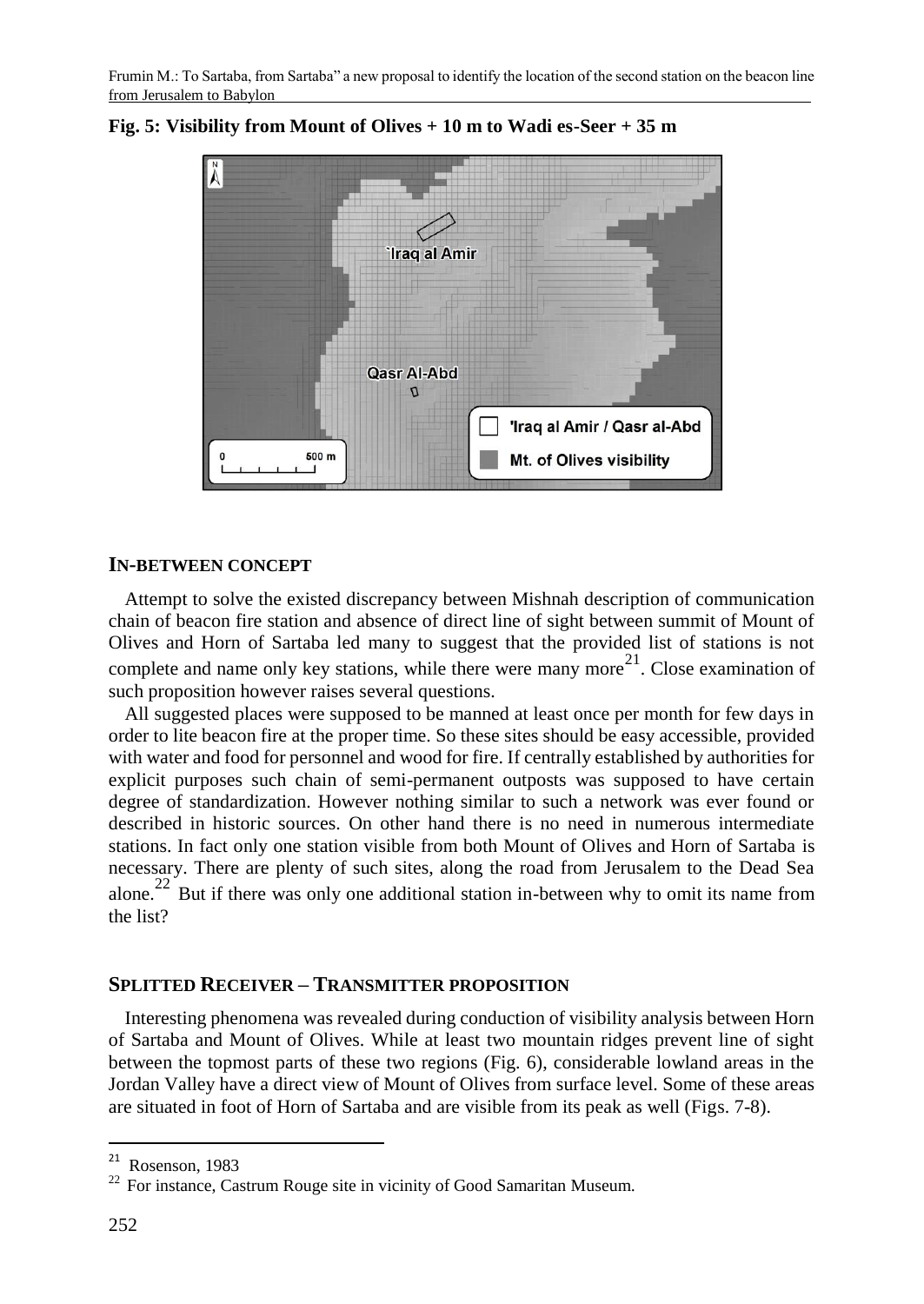**Fig. 5: Visibility from Mount of Olives + 10 m to Wadi es-Seer + 35 m**

## IN-BETWEEN CONCEPT

Attempt to solve the existed discrepancy between Mishnah description of communication chain of beacon fire station and absence of direct line of sight between summit of Mount of Olives and Horn of Sartaba led many to suggest that the provided list of stations is not complete and name only key stations, while there were many more[21]. Close examination of such proposition however raises several questions.

All suggested places were supposed to be manned at least once per month for few days in order to lite beacon fire at the proper time. So these sites should be easy accessible, provided with water and food for personnel and wood for fire. If centrally established by authorities for explicit purposes such chain of semi-permanent outposts was supposed to have certain degree of standardization. However nothing similar to such a network was ever found or described in historic sources. On other hand there is no need in numerous intermediate stations. In fact only one station visible from both Mount of Olives and Horn of Sartaba is necessary. There are plenty of such sites, along the road from Jerusalem to the Dead Sea alone.[22] But if there was only one additional station in-between why to omit its name from the list?

## SPLITTED RECEIVER – TRANSMITTER PROPOSITION

Interesting phenomena was revealed during conduction of visibility analysis between Horn of Sartaba and Mount of Olives. While at least two mountain ridges prevent line of sight between the topmost parts of these two regions (Fig. 6), considerable lowland areas in the Jordan Valley have a direct view of Mount of Olives from surface level. Some of these areas are situated in foot of Horn of Sartaba and are visible from its peak as well (Figs. 7-8).

---

[21] Rosenson, 1983

[22] For instance, Castrum Rouge site in vicinity of Good Samaritan Museum.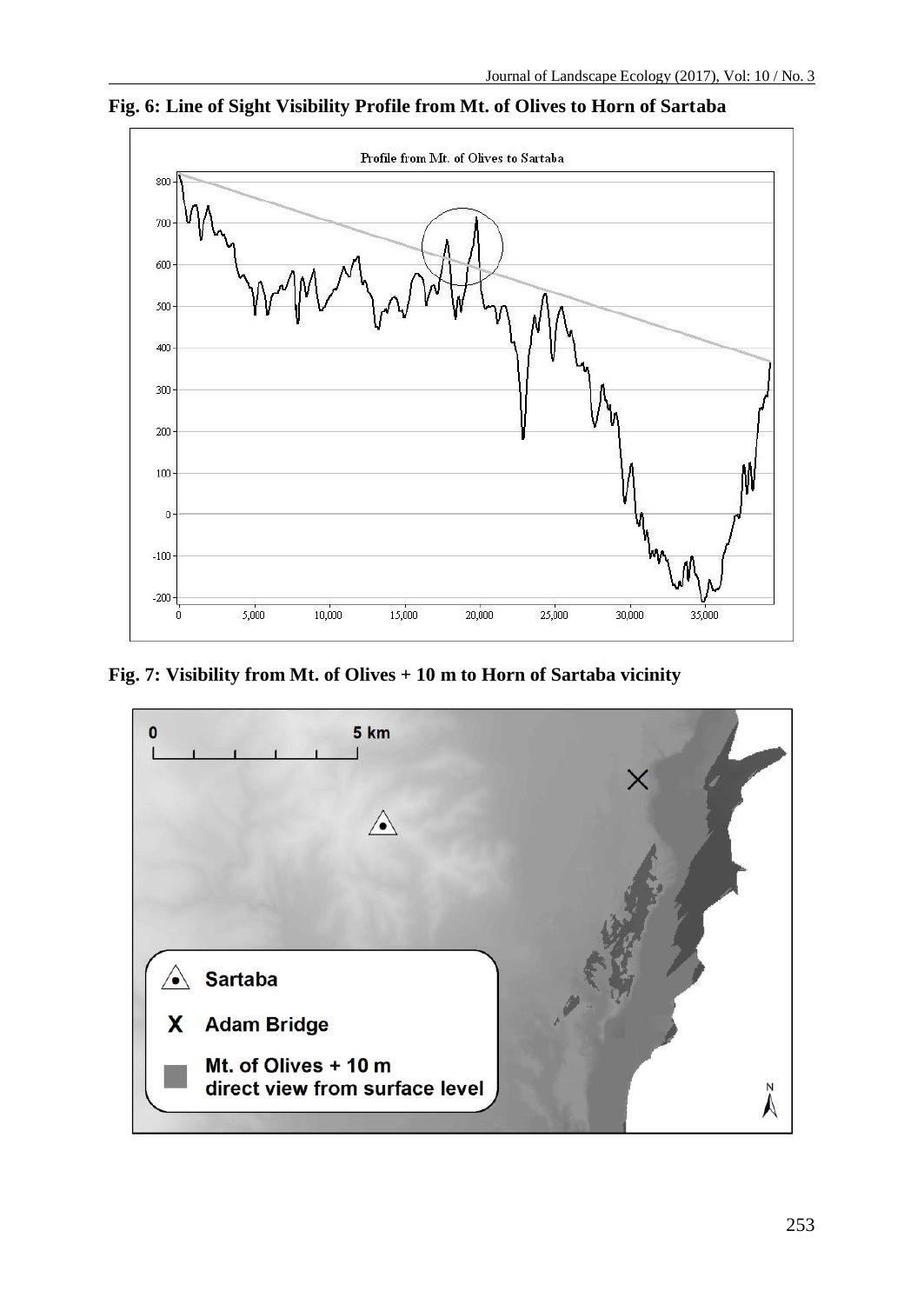**Fig. 6: Line of Sight Visibility Profile from Mt. of Olives to Horn of Sartaba**

**Fig. 7: Visibility from Mt. of Olives + 10 m to Horn of Sartaba vicinity**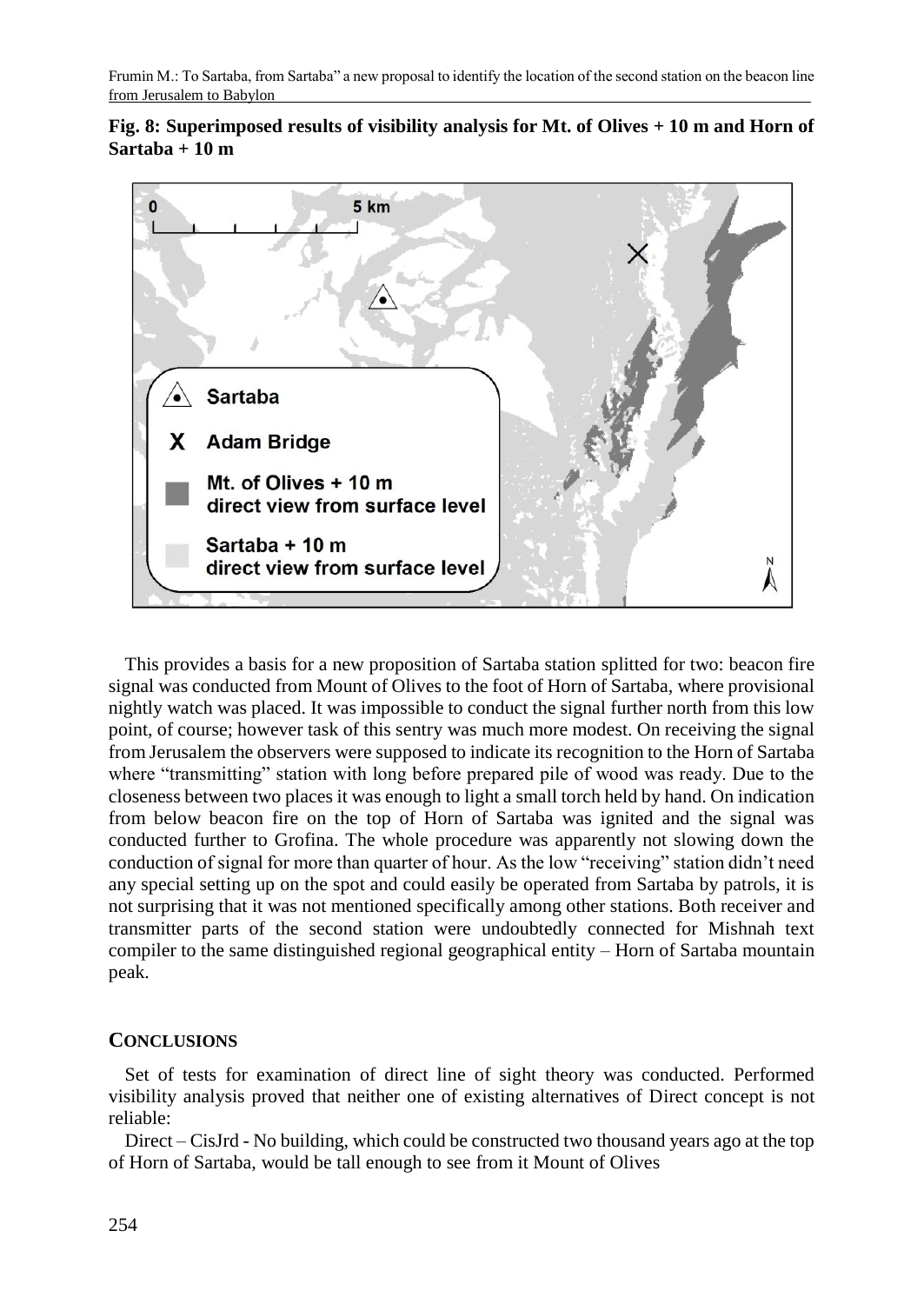**Fig. 8: Superimposed results of visibility analysis for Mt. of Olives + 10 m and Horn of Sartaba + 10 m**

This provides a basis for a new proposition of Sartaba station splitted for two: beacon fire signal was conducted from Mount of Olives to the foot of Horn of Sartaba, where provisional nightly watch was placed. It was impossible to conduct the signal further north from this low point, of course; however task of this sentry was much more modest. On receiving the signal from Jerusalem the observers were supposed to indicate its recognition to the Horn of Sartaba where "transmitting" station with long before prepared pile of wood was ready. Due to the closeness between two places it was enough to light a small torch held by hand. On indication from below beacon fire on the top of Horn of Sartaba was ignited and the signal was conducted further to Grofina. The whole procedure was apparently not slowing down the conduction of signal for more than quarter of hour. As the low "receiving" station didn't need any special setting up on the spot and could easily be operated from Sartaba by patrols, it is not surprising that it was not mentioned specifically among other stations. Both receiver and transmitter parts of the second station were undoubtedly connected for Mishnah text compiler to the same distinguished regional geographical entity – Horn of Sartaba mountain peak.

## CONCLUSIONS

Set of tests for examination of direct line of sight theory was conducted. Performed visibility analysis proved that neither one of existing alternatives of Direct concept is not reliable:

Direct – CisJrd - No building, which could be constructed two thousand years ago at the top of Horn of Sartaba, would be tall enough to see from it Mount of Olives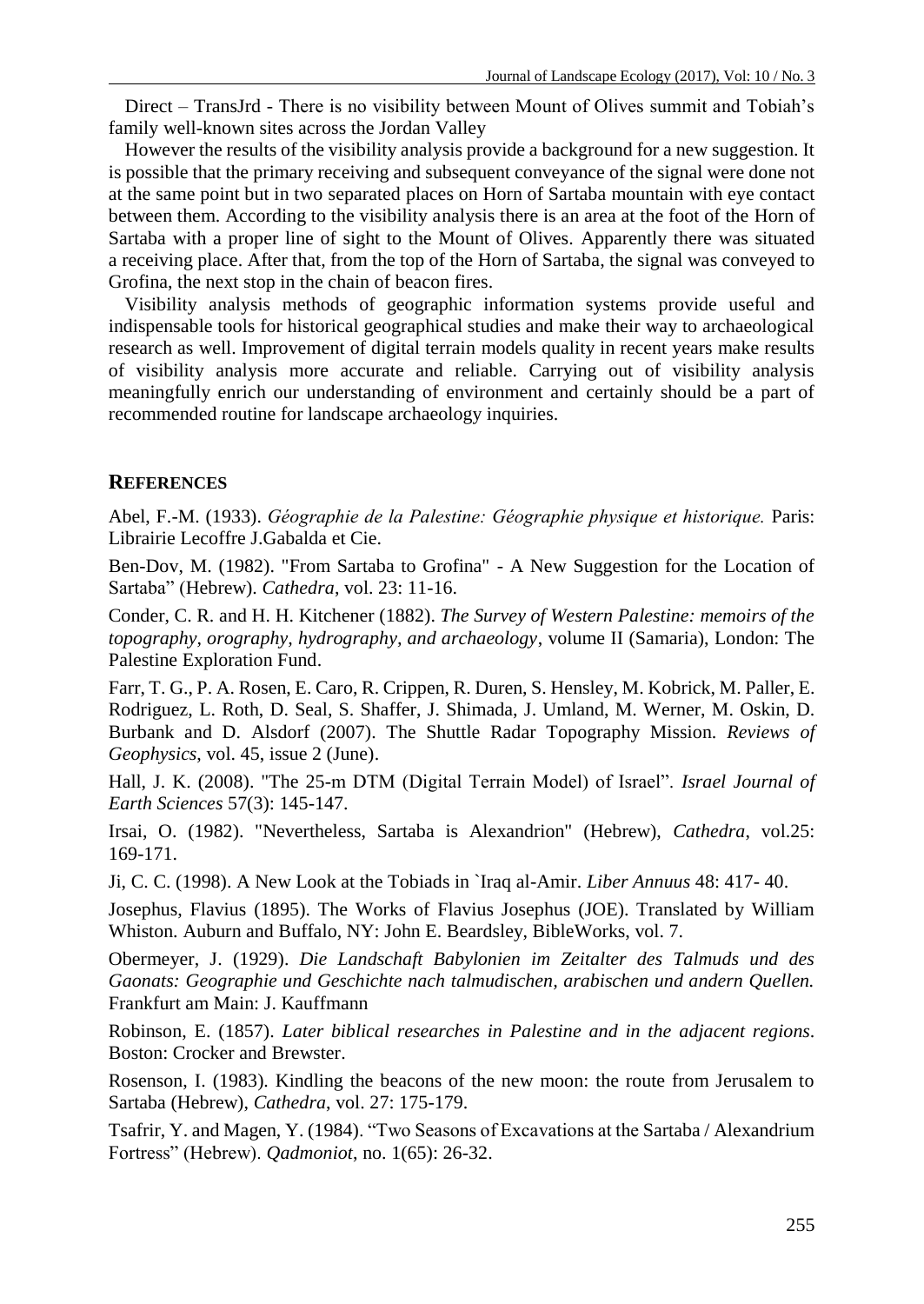Direct – TransJrd - There is no visibility between Mount of Olives summit and Tobiah's family well-known sites across the Jordan Valley

However the results of the visibility analysis provide a background for a new suggestion. It is possible that the primary receiving and subsequent conveyance of the signal were done not at the same point but in two separated places on Horn of Sartaba mountain with eye contact between them. According to the visibility analysis there is an area at the foot of the Horn of Sartaba with a proper line of sight to the Mount of Olives. Apparently there was situated a receiving place. After that, from the top of the Horn of Sartaba, the signal was conveyed to Grofina, the next stop in the chain of beacon fires.

Visibility analysis methods of geographic information systems provide useful and indispensable tools for historical geographical studies and make their way to archaeological research as well. Improvement of digital terrain models quality in recent years make results of visibility analysis more accurate and reliable. Carrying out of visibility analysis meaningfully enrich our understanding of environment and certainly should be a part of recommended routine for landscape archaeology inquiries.

## REFERENCES

Abel, F.-M. (1933). *Géographie de la Palestine: Géographie physique et historique.* Paris: Librairie Lecoffre J.Gabalda et Cie.

Ben-Dov, M. (1982). "From Sartaba to Grofina" - A New Suggestion for the Location of Sartaba" (Hebrew). *Cathedra*, vol. 23: 11-16.

Conder, C. R. and H. H. Kitchener (1882). *The Survey of Western Palestine: memoirs of the topography, orography, hydrography, and archaeology*, volume II (Samaria), London: The Palestine Exploration Fund.

Farr, T. G., P. A. Rosen, E. Caro, R. Crippen, R. Duren, S. Hensley, M. Kobrick, M. Paller, E. Rodriguez, L. Roth, D. Seal, S. Shaffer, J. Shimada, J. Umland, M. Werner, M. Oskin, D. Burbank and D. Alsdorf (2007). The Shuttle Radar Topography Mission. *Reviews of Geophysics*, vol. 45, issue 2 (June).

Hall, J. K. (2008). "The 25-m DTM (Digital Terrain Model) of Israel". *Israel Journal of Earth Sciences* 57(3): 145-147.

Irsai, O. (1982). "Nevertheless, Sartaba is Alexandrion" (Hebrew), *Cathedra*, vol.25: 169-171.

Ji, C. C. (1998). A New Look at the Tobiads in `Iraq al-Amir. *Liber Annuus* 48: 417- 40.

Josephus, Flavius (1895). The Works of Flavius Josephus (JOE). Translated by William Whiston. Auburn and Buffalo, NY: John E. Beardsley, BibleWorks, vol. 7.

Obermeyer, J. (1929). *Die Landschaft Babylonien im Zeitalter des Talmuds und des Gaonats: Geographie und Geschichte nach talmudischen, arabischen und andern Quellen.* Frankfurt am Main: J. Kauffmann

Robinson, E. (1857). *Later biblical researches in Palestine and in the adjacent regions.* Boston: Crocker and Brewster.

Rosenson, I. (1983). Kindling the beacons of the new moon: the route from Jerusalem to Sartaba (Hebrew), *Cathedra*, vol. 27: 175-179.

Tsafrir, Y. and Magen, Y. (1984). "Two Seasons of Excavations at the Sartaba / Alexandrium Fortress" (Hebrew). *Qadmoniot*, no. 1(65): 26-32.